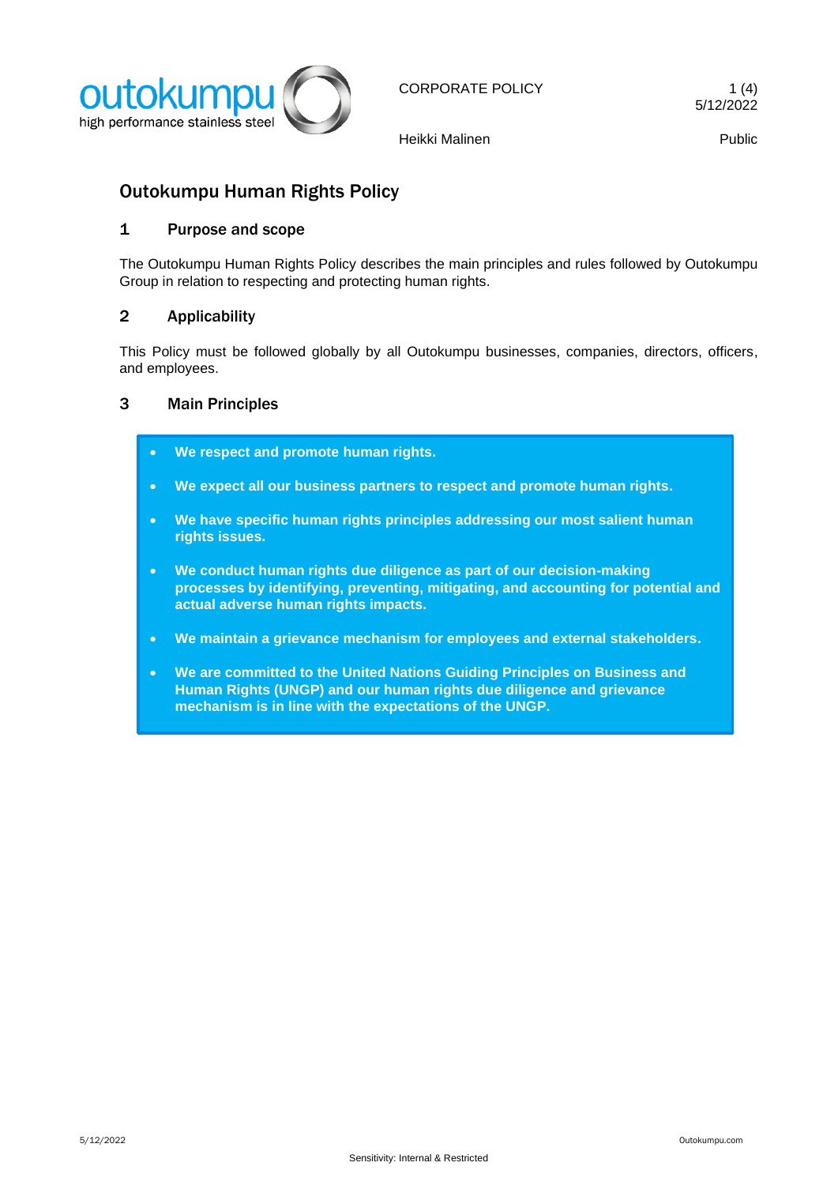# Outokumpu Human Rights Policy

## 1 Purpose and scope

The Outokumpu Human Rights Policy describes the main principles and rules followed by Outokumpu Group in relation to respecting and protecting human rights.

## 2 Applicability

This Policy must be followed globally by all Outokumpu businesses, companies, directors, officers, and employees.

## 3 Main Principles

- **We respect and promote human rights.**
- **We expect all our business partners to respect and promote human rights.**
- **We have specific human rights principles addressing our most salient human rights issues.**
- **We conduct human rights due diligence as part of our decision-making processes by identifying, preventing, mitigating, and accounting for potential and actual adverse human rights impacts.**
- **We maintain a grievance mechanism for employees and external stakeholders.**
- **We are committed to the United Nations Guiding Principles on Business and Human Rights (UNGP) and our human rights due diligence and grievance mechanism is in line with the expectations of the UNGP.**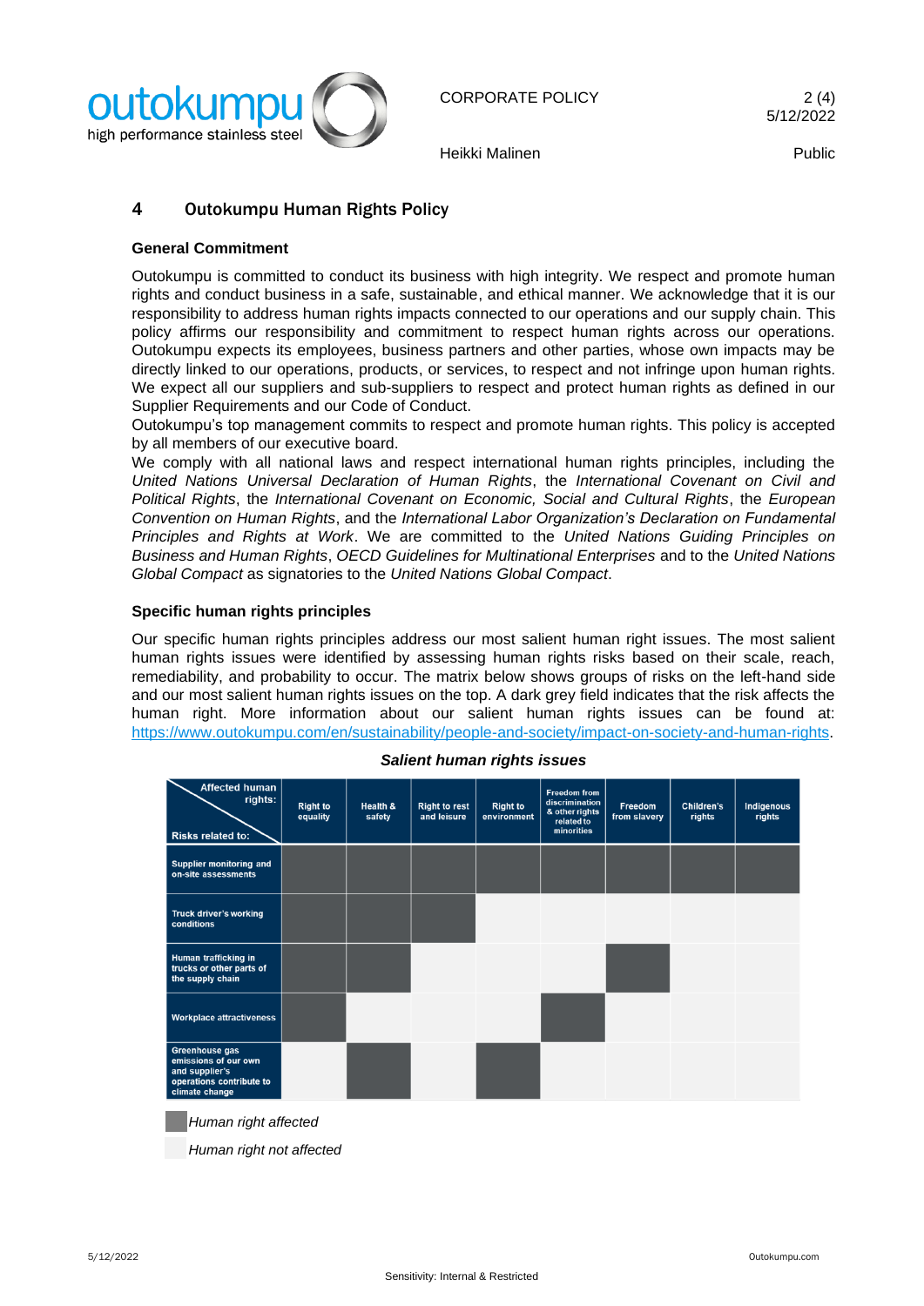## 4 Outokumpu Human Rights Policy

### General Commitment

Outokumpu is committed to conduct its business with high integrity. We respect and promote human rights and conduct business in a safe, sustainable, and ethical manner. We acknowledge that it is our responsibility to address human rights impacts connected to our operations and our supply chain. This policy affirms our responsibility and commitment to respect human rights across our operations. Outokumpu expects its employees, business partners and other parties, whose own impacts may be directly linked to our operations, products, or services, to respect and not infringe upon human rights. We expect all our suppliers and sub-suppliers to respect and protect human rights as defined in our Supplier Requirements and our Code of Conduct.

Outokumpu's top management commits to respect and promote human rights. This policy is accepted by all members of our executive board.

We comply with all national laws and respect international human rights principles, including the *United Nations Universal Declaration of Human Rights*, the *International Covenant on Civil and Political Rights*, the *International Covenant on Economic, Social and Cultural Rights*, the *European Convention on Human Rights*, and the *International Labor Organization's Declaration on Fundamental Principles and Rights at Work*. We are committed to the *United Nations Guiding Principles on Business and Human Rights*, *OECD Guidelines for Multinational Enterprises* and to the *United Nations Global Compact* as signatories to the *United Nations Global Compact*.

### Specific human rights principles

Our specific human rights principles address our most salient human right issues. The most salient human rights issues were identified by assessing human rights risks based on their scale, reach, remediability, and probability to occur. The matrix below shows groups of risks on the left-hand side and our most salient human rights issues on the top. A dark grey field indicates that the risk affects the human right. More information about our salient human rights issues can be found at: https://www.outokumpu.com/en/sustainability/people-and-society/impact-on-society-and-human-rights.

***Salient human rights issues***

| Risks related to: / Affected human rights: | Right to equality | Health & safety | Right to rest and leisure | Right to environment | Freedom from discrimination & other rights related to minorities | Freedom from slavery | Children's rights | Indigenous rights |
|---|---|---|---|---|---|---|---|---|
| Supplier monitoring and on-site assessments | Affected | Affected | Affected | Affected | Affected | Affected | Affected | Affected |
| Truck driver's working conditions | Affected | Affected | Affected | Not affected | Not affected | Not affected | Not affected | Not affected |
| Human trafficking in trucks or other parts of the supply chain | Affected | Affected | Not affected | Not affected | Not affected | Affected | Not affected | Not affected |
| Workplace attractiveness | Affected | Not affected | Not affected | Not affected | Affected | Not affected | Not affected | Not affected |
| Greenhouse gas emissions of our own and supplier's operations contribute to climate change | Not affected | Affected | Not affected | Affected | Not affected | Not affected | Not affected | Not affected |

*Human right affected*

*Human right not affected*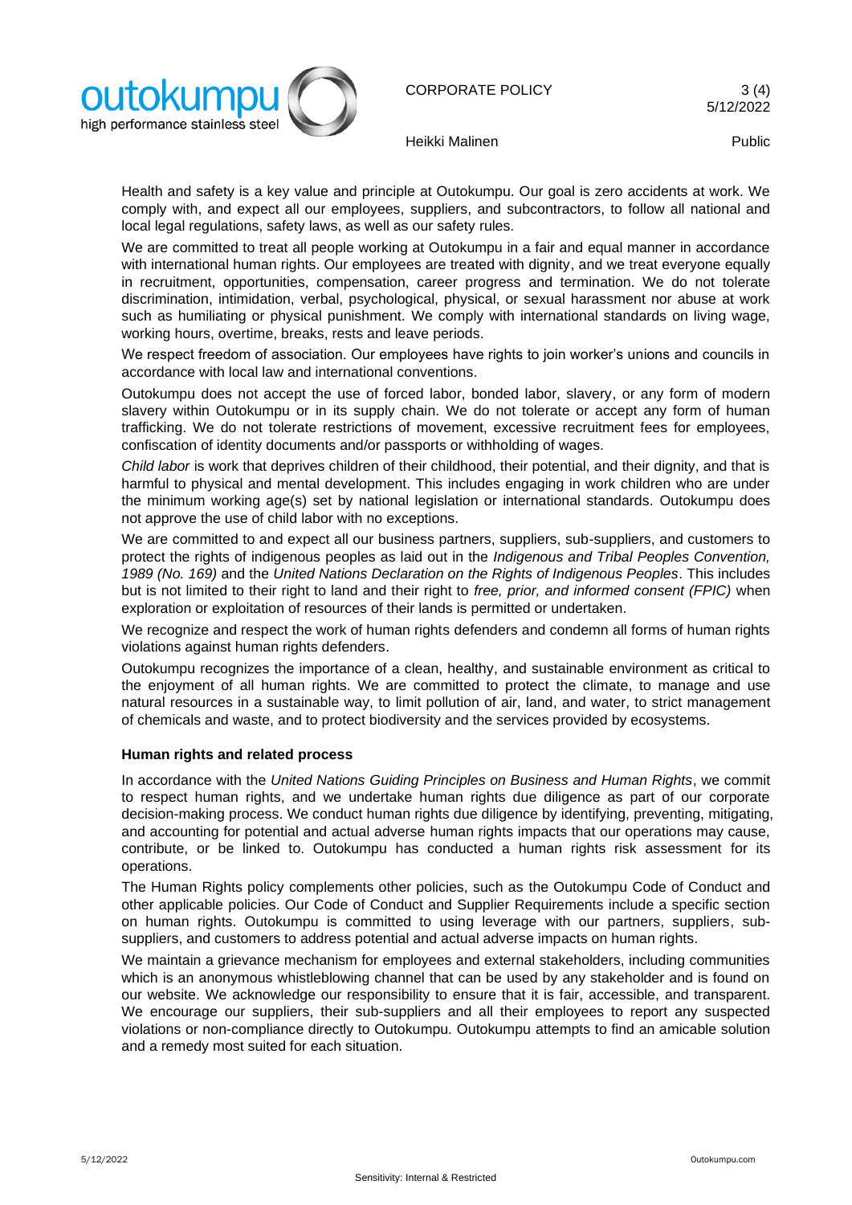Health and safety is a key value and principle at Outokumpu. Our goal is zero accidents at work. We comply with, and expect all our employees, suppliers, and subcontractors, to follow all national and local legal regulations, safety laws, as well as our safety rules.

We are committed to treat all people working at Outokumpu in a fair and equal manner in accordance with international human rights. Our employees are treated with dignity, and we treat everyone equally in recruitment, opportunities, compensation, career progress and termination. We do not tolerate discrimination, intimidation, verbal, psychological, physical, or sexual harassment nor abuse at work such as humiliating or physical punishment. We comply with international standards on living wage, working hours, overtime, breaks, rests and leave periods.

We respect freedom of association. Our employees have rights to join worker's unions and councils in accordance with local law and international conventions.

Outokumpu does not accept the use of forced labor, bonded labor, slavery, or any form of modern slavery within Outokumpu or in its supply chain. We do not tolerate or accept any form of human trafficking. We do not tolerate restrictions of movement, excessive recruitment fees for employees, confiscation of identity documents and/or passports or withholding of wages.

*Child labor* is work that deprives children of their childhood, their potential, and their dignity, and that is harmful to physical and mental development. This includes engaging in work children who are under the minimum working age(s) set by national legislation or international standards. Outokumpu does not approve the use of child labor with no exceptions.

We are committed to and expect all our business partners, suppliers, sub-suppliers, and customers to protect the rights of indigenous peoples as laid out in the *Indigenous and Tribal Peoples Convention, 1989 (No. 169)* and the *United Nations Declaration on the Rights of Indigenous Peoples*. This includes but is not limited to their right to land and their right to *free, prior, and informed consent (FPIC)* when exploration or exploitation of resources of their lands is permitted or undertaken.

We recognize and respect the work of human rights defenders and condemn all forms of human rights violations against human rights defenders.

Outokumpu recognizes the importance of a clean, healthy, and sustainable environment as critical to the enjoyment of all human rights. We are committed to protect the climate, to manage and use natural resources in a sustainable way, to limit pollution of air, land, and water, to strict management of chemicals and waste, and to protect biodiversity and the services provided by ecosystems.

**Human rights and related process**

In accordance with the *United Nations Guiding Principles on Business and Human Rights*, we commit to respect human rights, and we undertake human rights due diligence as part of our corporate decision-making process. We conduct human rights due diligence by identifying, preventing, mitigating, and accounting for potential and actual adverse human rights impacts that our operations may cause, contribute, or be linked to. Outokumpu has conducted a human rights risk assessment for its operations.

The Human Rights policy complements other policies, such as the Outokumpu Code of Conduct and other applicable policies. Our Code of Conduct and Supplier Requirements include a specific section on human rights. Outokumpu is committed to using leverage with our partners, suppliers, sub-suppliers, and customers to address potential and actual adverse impacts on human rights.

We maintain a grievance mechanism for employees and external stakeholders, including communities which is an anonymous whistleblowing channel that can be used by any stakeholder and is found on our website. We acknowledge our responsibility to ensure that it is fair, accessible, and transparent. We encourage our suppliers, their sub-suppliers and all their employees to report any suspected violations or non-compliance directly to Outokumpu. Outokumpu attempts to find an amicable solution and a remedy most suited for each situation.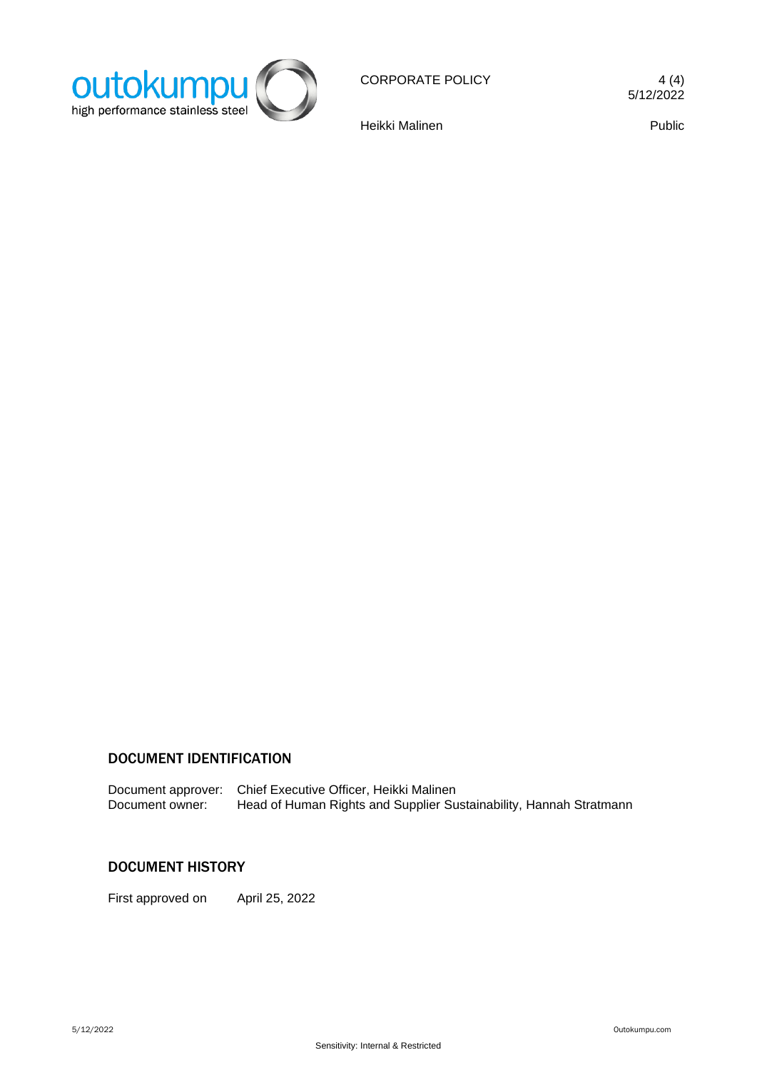## DOCUMENT IDENTIFICATION

| | |
|---|---|
| Document approver: | Chief Executive Officer, Heikki Malinen |
| Document owner: | Head of Human Rights and Supplier Sustainability, Hannah Stratmann |

## DOCUMENT HISTORY

| | |
|---|---|
| First approved on | April 25, 2022 |